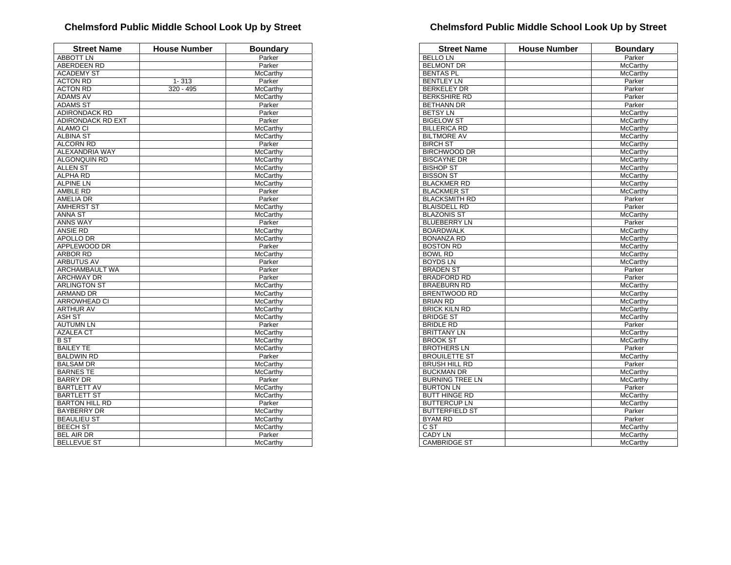## Chelmsford Public Middle School Look Up by Street

| Street Name | House Number | Boundary |
|---|---|---|
| ABBOTT LN | | Parker |
| ABERDEEN RD | | Parker |
| ACADEMY ST | | McCarthy |
| ACTON RD | 1- 313 | Parker |
| ACTON RD | 320 - 495 | McCarthy |
| ADAMS AV | | McCarthy |
| ADAMS ST | | Parker |
| ADIRONDACK RD | | Parker |
| ADIRONDACK RD EXT | | Parker |
| ALAMO CI | | McCarthy |
| ALBINA ST | | McCarthy |
| ALCORN RD | | Parker |
| ALEXANDRIA WAY | | McCarthy |
| ALGONQUIN RD | | McCarthy |
| ALLEN ST | | McCarthy |
| ALPHA RD | | McCarthy |
| ALPINE LN | | McCarthy |
| AMBLE RD | | Parker |
| AMELIA DR | | Parker |
| AMHERST ST | | McCarthy |
| ANNA ST | | McCarthy |
| ANNS WAY | | Parker |
| ANSIE RD | | McCarthy |
| APOLLO DR | | McCarthy |
| APPLEWOOD DR | | Parker |
| ARBOR RD | | McCarthy |
| ARBUTUS AV | | Parker |
| ARCHAMBAULT WA | | Parker |
| ARCHWAY DR | | Parker |
| ARLINGTON ST | | McCarthy |
| ARMAND DR | | McCarthy |
| ARROWHEAD CI | | McCarthy |
| ARTHUR AV | | McCarthy |
| ASH ST | | McCarthy |
| AUTUMN LN | | Parker |
| AZALEA CT | | McCarthy |
| B ST | | McCarthy |
| BAILEY TE | | McCarthy |
| BALDWIN RD | | Parker |
| BALSAM DR | | McCarthy |
| BARNES TE | | McCarthy |
| BARRY DR | | Parker |
| BARTLETT AV | | McCarthy |
| BARTLETT ST | | McCarthy |
| BARTON HILL RD | | Parker |
| BAYBERRY DR | | McCarthy |
| BEAULIEU ST | | McCarthy |
| BEECH ST | | McCarthy |
| BEL AIR DR | | Parker |
| BELLEVUE ST | | McCarthy |

## Chelmsford Public Middle School Look Up by Street

| Street Name | House Number | Boundary |
|---|---|---|
| BELLO LN | | Parker |
| BELMONT DR | | McCarthy |
| BENTAS PL | | McCarthy |
| BENTLEY LN | | Parker |
| BERKELEY DR | | Parker |
| BERKSHIRE RD | | Parker |
| BETHANN DR | | Parker |
| BETSY LN | | McCarthy |
| BIGELOW ST | | McCarthy |
| BILLERICA RD | | McCarthy |
| BILTMORE AV | | McCarthy |
| BIRCH ST | | McCarthy |
| BIRCHWOOD DR | | McCarthy |
| BISCAYNE DR | | McCarthy |
| BISHOP ST | | McCarthy |
| BISSON ST | | McCarthy |
| BLACKMER RD | | McCarthy |
| BLACKMER ST | | McCarthy |
| BLACKSMITH RD | | Parker |
| BLAISDELL RD | | Parker |
| BLAZONIS ST | | McCarthy |
| BLUEBERRY LN | | Parker |
| BOARDWALK | | McCarthy |
| BONANZA RD | | McCarthy |
| BOSTON RD | | McCarthy |
| BOWL RD | | McCarthy |
| BOYDS LN | | McCarthy |
| BRADEN ST | | Parker |
| BRADFORD RD | | Parker |
| BRAEBURN RD | | McCarthy |
| BRENTWOOD RD | | McCarthy |
| BRIAN RD | | McCarthy |
| BRICK KILN RD | | McCarthy |
| BRIDGE ST | | McCarthy |
| BRIDLE RD | | Parker |
| BRITTANY LN | | McCarthy |
| BROOK ST | | McCarthy |
| BROTHERS LN | | Parker |
| BROUILETTE ST | | McCarthy |
| BRUSH HILL RD | | Parker |
| BUCKMAN DR | | McCarthy |
| BURNING TREE LN | | McCarthy |
| BURTON LN | | Parker |
| BUTT HINGE RD | | McCarthy |
| BUTTERCUP LN | | McCarthy |
| BUTTERFIELD ST | | Parker |
| BYAM RD | | Parker |
| C ST | | McCarthy |
| CADY LN | | McCarthy |
| CAMBRIDGE ST | | McCarthy |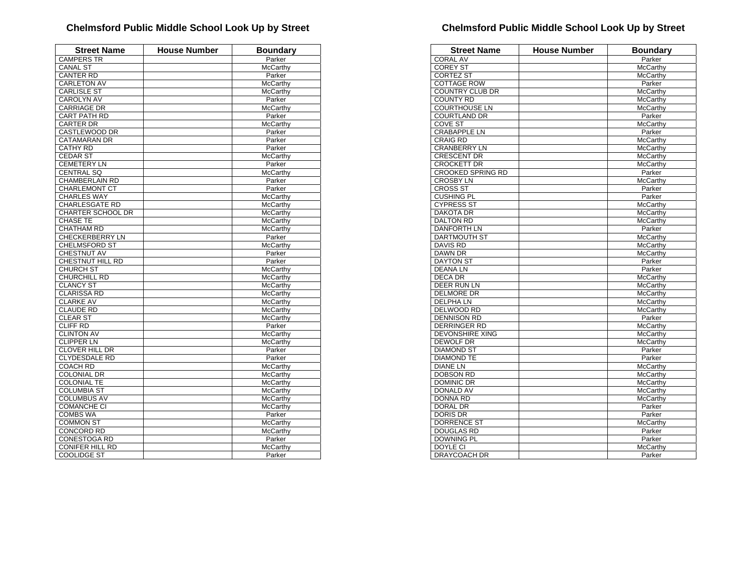## Chelmsford Public Middle School Look Up by Street

| Street Name | House Number | Boundary |
|---|---|---|
| CAMPERS TR | | Parker |
| CANAL ST | | McCarthy |
| CANTER RD | | Parker |
| CARLETON AV | | McCarthy |
| CARLISLE ST | | McCarthy |
| CAROLYN AV | | Parker |
| CARRIAGE DR | | McCarthy |
| CART PATH RD | | Parker |
| CARTER DR | | McCarthy |
| CASTLEWOOD DR | | Parker |
| CATAMARAN DR | | Parker |
| CATHY RD | | Parker |
| CEDAR ST | | McCarthy |
| CEMETERY LN | | Parker |
| CENTRAL SQ | | McCarthy |
| CHAMBERLAIN RD | | Parker |
| CHARLEMONT CT | | Parker |
| CHARLES WAY | | McCarthy |
| CHARLESGATE RD | | McCarthy |
| CHARTER SCHOOL DR | | McCarthy |
| CHASE TE | | McCarthy |
| CHATHAM RD | | McCarthy |
| CHECKERBERRY LN | | Parker |
| CHELMSFORD ST | | McCarthy |
| CHESTNUT AV | | Parker |
| CHESTNUT HILL RD | | Parker |
| CHURCH ST | | McCarthy |
| CHURCHILL RD | | McCarthy |
| CLANCY ST | | McCarthy |
| CLARISSA RD | | McCarthy |
| CLARKE AV | | McCarthy |
| CLAUDE RD | | McCarthy |
| CLEAR ST | | McCarthy |
| CLIFF RD | | Parker |
| CLINTON AV | | McCarthy |
| CLIPPER LN | | McCarthy |
| CLOVER HILL DR | | Parker |
| CLYDESDALE RD | | Parker |
| COACH RD | | McCarthy |
| COLONIAL DR | | McCarthy |
| COLONIAL TE | | McCarthy |
| COLUMBIA ST | | McCarthy |
| COLUMBUS AV | | McCarthy |
| COMANCHE CI | | McCarthy |
| COMBS WA | | Parker |
| COMMON ST | | McCarthy |
| CONCORD RD | | McCarthy |
| CONESTOGA RD | | Parker |
| CONIFER HILL RD | | McCarthy |
| COOLIDGE ST | | Parker |

## Chelmsford Public Middle School Look Up by Street

| Street Name | House Number | Boundary |
|---|---|---|
| CORAL AV | | Parker |
| COREY ST | | McCarthy |
| CORTEZ ST | | McCarthy |
| COTTAGE ROW | | Parker |
| COUNTRY CLUB DR | | McCarthy |
| COUNTY RD | | McCarthy |
| COURTHOUSE LN | | McCarthy |
| COURTLAND DR | | Parker |
| COVE ST | | McCarthy |
| CRABAPPLE LN | | Parker |
| CRAIG RD | | McCarthy |
| CRANBERRY LN | | McCarthy |
| CRESCENT DR | | McCarthy |
| CROCKETT DR | | McCarthy |
| CROOKED SPRING RD | | Parker |
| CROSBY LN | | McCarthy |
| CROSS ST | | Parker |
| CUSHING PL | | Parker |
| CYPRESS ST | | McCarthy |
| DAKOTA DR | | McCarthy |
| DALTON RD | | McCarthy |
| DANFORTH LN | | Parker |
| DARTMOUTH ST | | McCarthy |
| DAVIS RD | | McCarthy |
| DAWN DR | | McCarthy |
| DAYTON ST | | Parker |
| DEANA LN | | Parker |
| DECA DR | | McCarthy |
| DEER RUN LN | | McCarthy |
| DELMORE DR | | McCarthy |
| DELPHA LN | | McCarthy |
| DELWOOD RD | | McCarthy |
| DENNISON RD | | Parker |
| DERRINGER RD | | McCarthy |
| DEVONSHIRE XING | | McCarthy |
| DEWOLF DR | | McCarthy |
| DIAMOND ST | | Parker |
| DIAMOND TE | | Parker |
| DIANE LN | | McCarthy |
| DOBSON RD | | McCarthy |
| DOMINIC DR | | McCarthy |
| DONALD AV | | McCarthy |
| DONNA RD | | McCarthy |
| DORAL DR | | Parker |
| DORIS DR | | Parker |
| DORRENCE ST | | McCarthy |
| DOUGLAS RD | | Parker |
| DOWNING PL | | Parker |
| DOYLE CI | | McCarthy |
| DRAYCOACH DR | | Parker |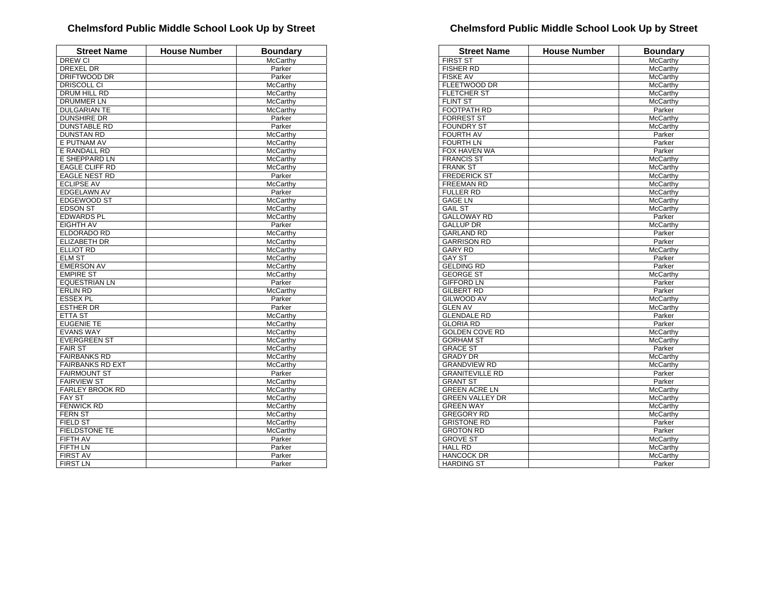## Chelmsford Public Middle School Look Up by Street

| Street Name | House Number | Boundary |
|---|---|---|
| DREW CI | | McCarthy |
| DREXEL DR | | Parker |
| DRIFTWOOD DR | | Parker |
| DRISCOLL CI | | McCarthy |
| DRUM HILL RD | | McCarthy |
| DRUMMER LN | | McCarthy |
| DULGARIAN TE | | McCarthy |
| DUNSHIRE DR | | Parker |
| DUNSTABLE RD | | Parker |
| DUNSTAN RD | | McCarthy |
| E PUTNAM AV | | McCarthy |
| E RANDALL RD | | McCarthy |
| E SHEPPARD LN | | McCarthy |
| EAGLE CLIFF RD | | McCarthy |
| EAGLE NEST RD | | Parker |
| ECLIPSE AV | | McCarthy |
| EDGELAWN AV | | Parker |
| EDGEWOOD ST | | McCarthy |
| EDSON ST | | McCarthy |
| EDWARDS PL | | McCarthy |
| EIGHTH AV | | Parker |
| ELDORADO RD | | McCarthy |
| ELIZABETH DR | | McCarthy |
| ELLIOT RD | | McCarthy |
| ELM ST | | McCarthy |
| EMERSON AV | | McCarthy |
| EMPIRE ST | | McCarthy |
| EQUESTRIAN LN | | Parker |
| ERLIN RD | | McCarthy |
| ESSEX PL | | Parker |
| ESTHER DR | | Parker |
| ETTA ST | | McCarthy |
| EUGENIE TE | | McCarthy |
| EVANS WAY | | McCarthy |
| EVERGREEN ST | | McCarthy |
| FAIR ST | | McCarthy |
| FAIRBANKS RD | | McCarthy |
| FAIRBANKS RD EXT | | McCarthy |
| FAIRMOUNT ST | | Parker |
| FAIRVIEW ST | | McCarthy |
| FARLEY BROOK RD | | McCarthy |
| FAY ST | | McCarthy |
| FENWICK RD | | McCarthy |
| FERN ST | | McCarthy |
| FIELD ST | | McCarthy |
| FIELDSTONE TE | | McCarthy |
| FIFTH AV | | Parker |
| FIFTH LN | | Parker |
| FIRST AV | | Parker |
| FIRST LN | | Parker |

## Chelmsford Public Middle School Look Up by Street

| Street Name | House Number | Boundary |
|---|---|---|
| FIRST ST | | McCarthy |
| FISHER RD | | McCarthy |
| FISKE AV | | McCarthy |
| FLEETWOOD DR | | McCarthy |
| FLETCHER ST | | McCarthy |
| FLINT ST | | McCarthy |
| FOOTPATH RD | | Parker |
| FORREST ST | | McCarthy |
| FOUNDRY ST | | McCarthy |
| FOURTH AV | | Parker |
| FOURTH LN | | Parker |
| FOX HAVEN WA | | Parker |
| FRANCIS ST | | McCarthy |
| FRANK ST | | McCarthy |
| FREDERICK ST | | McCarthy |
| FREEMAN RD | | McCarthy |
| FULLER RD | | McCarthy |
| GAGE LN | | McCarthy |
| GAIL ST | | McCarthy |
| GALLOWAY RD | | Parker |
| GALLUP DR | | McCarthy |
| GARLAND RD | | Parker |
| GARRISON RD | | Parker |
| GARY RD | | McCarthy |
| GAY ST | | Parker |
| GELDING RD | | Parker |
| GEORGE ST | | McCarthy |
| GIFFORD LN | | Parker |
| GILBERT RD | | Parker |
| GILWOOD AV | | McCarthy |
| GLEN AV | | McCarthy |
| GLENDALE RD | | Parker |
| GLORIA RD | | Parker |
| GOLDEN COVE RD | | McCarthy |
| GORHAM ST | | McCarthy |
| GRACE ST | | Parker |
| GRADY DR | | McCarthy |
| GRANDVIEW RD | | McCarthy |
| GRANITEVILLE RD | | Parker |
| GRANT ST | | Parker |
| GREEN ACRE LN | | McCarthy |
| GREEN VALLEY DR | | McCarthy |
| GREEN WAY | | McCarthy |
| GREGORY RD | | McCarthy |
| GRISTONE RD | | Parker |
| GROTON RD | | Parker |
| GROVE ST | | McCarthy |
| HALL RD | | McCarthy |
| HANCOCK DR | | McCarthy |
| HARDING ST | | Parker |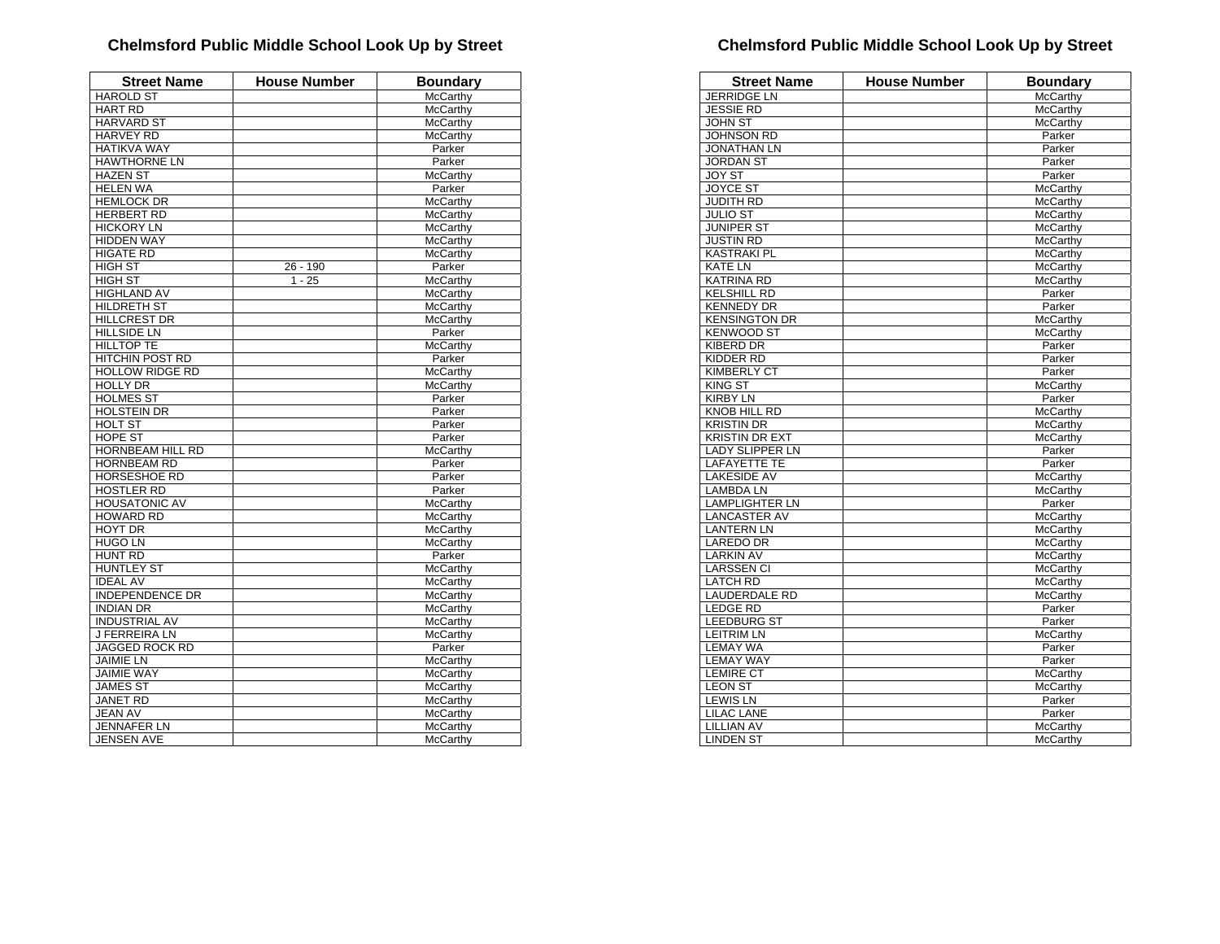## Chelmsford Public Middle School Look Up by Street

| Street Name | House Number | Boundary |
|---|---|---|
| HAROLD ST | | McCarthy |
| HART RD | | McCarthy |
| HARVARD ST | | McCarthy |
| HARVEY RD | | McCarthy |
| HATIKVA WAY | | Parker |
| HAWTHORNE LN | | Parker |
| HAZEN ST | | McCarthy |
| HELEN WA | | Parker |
| HEMLOCK DR | | McCarthy |
| HERBERT RD | | McCarthy |
| HICKORY LN | | McCarthy |
| HIDDEN WAY | | McCarthy |
| HIGATE RD | | McCarthy |
| HIGH ST | 26 - 190 | Parker |
| HIGH ST | 1 - 25 | McCarthy |
| HIGHLAND AV | | McCarthy |
| HILDRETH ST | | McCarthy |
| HILLCREST DR | | McCarthy |
| HILLSIDE LN | | Parker |
| HILLTOP TE | | McCarthy |
| HITCHIN POST RD | | Parker |
| HOLLOW RIDGE RD | | McCarthy |
| HOLLY DR | | McCarthy |
| HOLMES ST | | Parker |
| HOLSTEIN DR | | Parker |
| HOLT ST | | Parker |
| HOPE ST | | Parker |
| HORNBEAM HILL RD | | McCarthy |
| HORNBEAM RD | | Parker |
| HORSESHOE RD | | Parker |
| HOSTLER RD | | Parker |
| HOUSATONIC AV | | McCarthy |
| HOWARD RD | | McCarthy |
| HOYT DR | | McCarthy |
| HUGO LN | | McCarthy |
| HUNT RD | | Parker |
| HUNTLEY ST | | McCarthy |
| IDEAL AV | | McCarthy |
| INDEPENDENCE DR | | McCarthy |
| INDIAN DR | | McCarthy |
| INDUSTRIAL AV | | McCarthy |
| J FERREIRA LN | | McCarthy |
| JAGGED ROCK RD | | Parker |
| JAIMIE LN | | McCarthy |
| JAIMIE WAY | | McCarthy |
| JAMES ST | | McCarthy |
| JANET RD | | McCarthy |
| JEAN AV | | McCarthy |
| JENNAFER LN | | McCarthy |
| JENSEN AVE | | McCarthy |

## Chelmsford Public Middle School Look Up by Street

| Street Name | House Number | Boundary |
|---|---|---|
| JERRIDGE LN | | McCarthy |
| JESSIE RD | | McCarthy |
| JOHN ST | | McCarthy |
| JOHNSON RD | | Parker |
| JONATHAN LN | | Parker |
| JORDAN ST | | Parker |
| JOY ST | | Parker |
| JOYCE ST | | McCarthy |
| JUDITH RD | | McCarthy |
| JULIO ST | | McCarthy |
| JUNIPER ST | | McCarthy |
| JUSTIN RD | | McCarthy |
| KASTRAKI PL | | McCarthy |
| KATE LN | | McCarthy |
| KATRINA RD | | McCarthy |
| KELSHILL RD | | Parker |
| KENNEDY DR | | Parker |
| KENSINGTON DR | | McCarthy |
| KENWOOD ST | | McCarthy |
| KIBERD DR | | Parker |
| KIDDER RD | | Parker |
| KIMBERLY CT | | Parker |
| KING ST | | McCarthy |
| KIRBY LN | | Parker |
| KNOB HILL RD | | McCarthy |
| KRISTIN DR | | McCarthy |
| KRISTIN DR EXT | | McCarthy |
| LADY SLIPPER LN | | Parker |
| LAFAYETTE TE | | Parker |
| LAKESIDE AV | | McCarthy |
| LAMBDA LN | | McCarthy |
| LAMPLIGHTER LN | | Parker |
| LANCASTER AV | | McCarthy |
| LANTERN LN | | McCarthy |
| LAREDO DR | | McCarthy |
| LARKIN AV | | McCarthy |
| LARSSEN CI | | McCarthy |
| LATCH RD | | McCarthy |
| LAUDERDALE RD | | McCarthy |
| LEDGE RD | | Parker |
| LEEDBURG ST | | Parker |
| LEITRIM LN | | McCarthy |
| LEMAY WA | | Parker |
| LEMAY WAY | | Parker |
| LEMIRE CT | | McCarthy |
| LEON ST | | McCarthy |
| LEWIS LN | | Parker |
| LILAC LANE | | Parker |
| LILLIAN AV | | McCarthy |
| LINDEN ST | | McCarthy |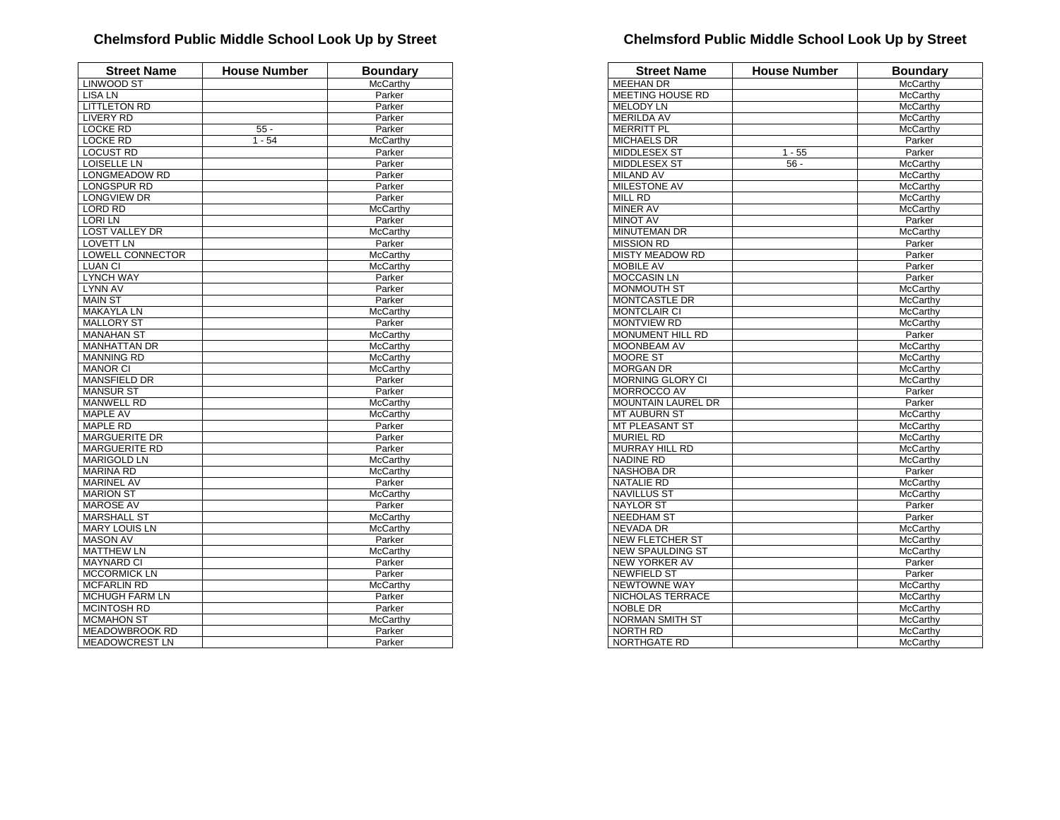## Chelmsford Public Middle School Look Up by Street

| Street Name | House Number | Boundary |
|---|---|---|
| LINWOOD ST | | McCarthy |
| LISA LN | | Parker |
| LITTLETON RD | | Parker |
| LIVERY RD | | Parker |
| LOCKE RD | 55 - | Parker |
| LOCKE RD | 1 - 54 | McCarthy |
| LOCUST RD | | Parker |
| LOISELLE LN | | Parker |
| LONGMEADOW RD | | Parker |
| LONGSPUR RD | | Parker |
| LONGVIEW DR | | Parker |
| LORD RD | | McCarthy |
| LORI LN | | Parker |
| LOST VALLEY DR | | McCarthy |
| LOVETT LN | | Parker |
| LOWELL CONNECTOR | | McCarthy |
| LUAN CI | | McCarthy |
| LYNCH WAY | | Parker |
| LYNN AV | | Parker |
| MAIN ST | | Parker |
| MAKAYLA LN | | McCarthy |
| MALLORY ST | | Parker |
| MANAHAN ST | | McCarthy |
| MANHATTAN DR | | McCarthy |
| MANNING RD | | McCarthy |
| MANOR CI | | McCarthy |
| MANSFIELD DR | | Parker |
| MANSUR ST | | Parker |
| MANWELL RD | | McCarthy |
| MAPLE AV | | McCarthy |
| MAPLE RD | | Parker |
| MARGUERITE DR | | Parker |
| MARGUERITE RD | | Parker |
| MARIGOLD LN | | McCarthy |
| MARINA RD | | McCarthy |
| MARINEL AV | | Parker |
| MARION ST | | McCarthy |
| MAROSE AV | | Parker |
| MARSHALL ST | | McCarthy |
| MARY LOUIS LN | | McCarthy |
| MASON AV | | Parker |
| MATTHEW LN | | McCarthy |
| MAYNARD CI | | Parker |
| MCCORMICK LN | | Parker |
| MCFARLIN RD | | McCarthy |
| MCHUGH FARM LN | | Parker |
| MCINTOSH RD | | Parker |
| MCMAHON ST | | McCarthy |
| MEADOWBROOK RD | | Parker |
| MEADOWCREST LN | | Parker |

## Chelmsford Public Middle School Look Up by Street

| Street Name | House Number | Boundary |
|---|---|---|
| MEEHAN DR | | McCarthy |
| MEETING HOUSE RD | | McCarthy |
| MELODY LN | | McCarthy |
| MERILDA AV | | McCarthy |
| MERRITT PL | | McCarthy |
| MICHAELS DR | | Parker |
| MIDDLESEX ST | 1 - 55 | Parker |
| MIDDLESEX ST | 56 - | McCarthy |
| MILAND AV | | McCarthy |
| MILESTONE AV | | McCarthy |
| MILL RD | | McCarthy |
| MINER AV | | McCarthy |
| MINOT AV | | Parker |
| MINUTEMAN DR | | McCarthy |
| MISSION RD | | Parker |
| MISTY MEADOW RD | | Parker |
| MOBILE AV | | Parker |
| MOCCASIN LN | | Parker |
| MONMOUTH ST | | McCarthy |
| MONTCASTLE DR | | McCarthy |
| MONTCLAIR CI | | McCarthy |
| MONTVIEW RD | | McCarthy |
| MONUMENT HILL RD | | Parker |
| MOONBEAM AV | | McCarthy |
| MOORE ST | | McCarthy |
| MORGAN DR | | McCarthy |
| MORNING GLORY CI | | McCarthy |
| MORROCCO AV | | Parker |
| MOUNTAIN LAUREL DR | | Parker |
| MT AUBURN ST | | McCarthy |
| MT PLEASANT ST | | McCarthy |
| MURIEL RD | | McCarthy |
| MURRAY HILL RD | | McCarthy |
| NADINE RD | | McCarthy |
| NASHOBA DR | | Parker |
| NATALIE RD | | McCarthy |
| NAVILLUS ST | | McCarthy |
| NAYLOR ST | | Parker |
| NEEDHAM ST | | Parker |
| NEVADA DR | | McCarthy |
| NEW FLETCHER ST | | McCarthy |
| NEW SPAULDING ST | | McCarthy |
| NEW YORKER AV | | Parker |
| NEWFIELD ST | | Parker |
| NEWTOWNE WAY | | McCarthy |
| NICHOLAS TERRACE | | McCarthy |
| NOBLE DR | | McCarthy |
| NORMAN SMITH ST | | McCarthy |
| NORTH RD | | McCarthy |
| NORTHGATE RD | | McCarthy |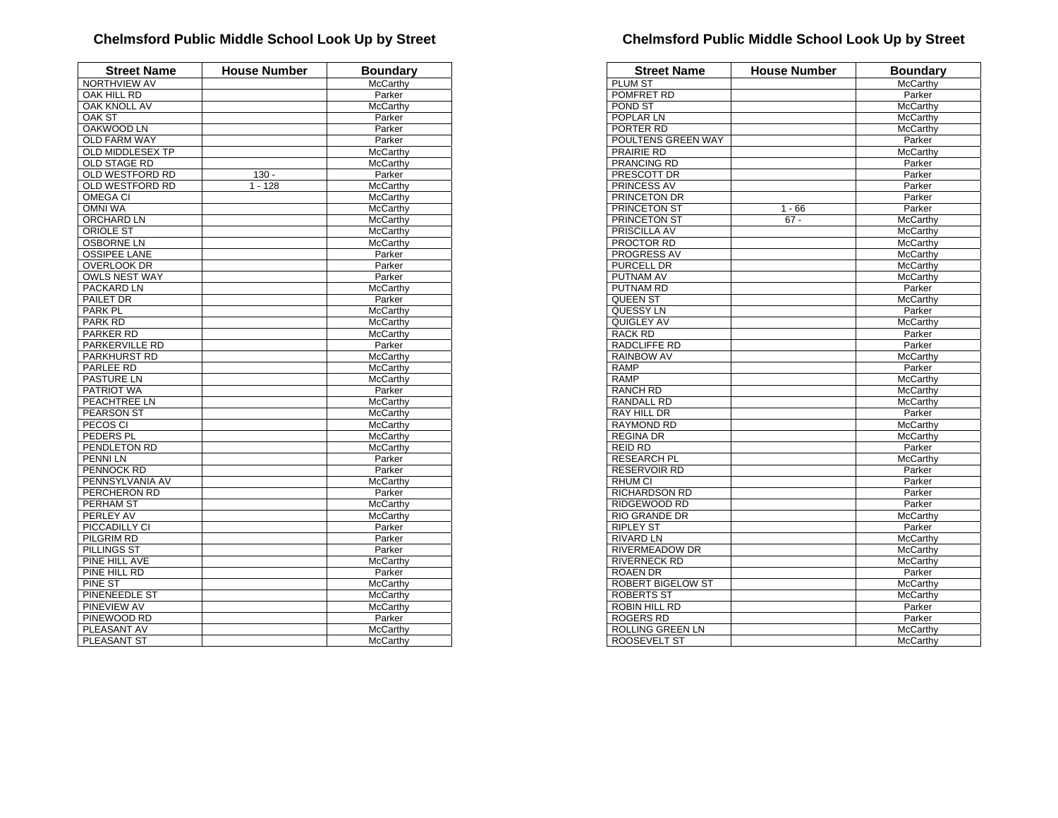## Chelmsford Public Middle School Look Up by Street

| Street Name | House Number | Boundary |
|---|---|---|
| NORTHVIEW AV | | McCarthy |
| OAK HILL RD | | Parker |
| OAK KNOLL AV | | McCarthy |
| OAK ST | | Parker |
| OAKWOOD LN | | Parker |
| OLD FARM WAY | | Parker |
| OLD MIDDLESEX TP | | McCarthy |
| OLD STAGE RD | | McCarthy |
| OLD WESTFORD RD | 130 - | Parker |
| OLD WESTFORD RD | 1 - 128 | McCarthy |
| OMEGA CI | | McCarthy |
| OMNI WA | | McCarthy |
| ORCHARD LN | | McCarthy |
| ORIOLE ST | | McCarthy |
| OSBORNE LN | | McCarthy |
| OSSIPEE LANE | | Parker |
| OVERLOOK DR | | Parker |
| OWLS NEST WAY | | Parker |
| PACKARD LN | | McCarthy |
| PAILET DR | | Parker |
| PARK PL | | McCarthy |
| PARK RD | | McCarthy |
| PARKER RD | | McCarthy |
| PARKERVILLE RD | | Parker |
| PARKHURST RD | | McCarthy |
| PARLEE RD | | McCarthy |
| PASTURE LN | | McCarthy |
| PATRIOT WA | | Parker |
| PEACHTREE LN | | McCarthy |
| PEARSON ST | | McCarthy |
| PECOS CI | | McCarthy |
| PEDERS PL | | McCarthy |
| PENDLETON RD | | McCarthy |
| PENNI LN | | Parker |
| PENNOCK RD | | Parker |
| PENNSYLVANIA AV | | McCarthy |
| PERCHERON RD | | Parker |
| PERHAM ST | | McCarthy |
| PERLEY AV | | McCarthy |
| PICCADILLY CI | | Parker |
| PILGRIM RD | | Parker |
| PILLINGS ST | | Parker |
| PINE HILL AVE | | McCarthy |
| PINE HILL RD | | Parker |
| PINE ST | | McCarthy |
| PINENEEDLE ST | | McCarthy |
| PINEVIEW AV | | McCarthy |
| PINEWOOD RD | | Parker |
| PLEASANT AV | | McCarthy |
| PLEASANT ST | | McCarthy |

## Chelmsford Public Middle School Look Up by Street

| Street Name | House Number | Boundary |
|---|---|---|
| PLUM ST | | McCarthy |
| POMFRET RD | | Parker |
| POND ST | | McCarthy |
| POPLAR LN | | McCarthy |
| PORTER RD | | McCarthy |
| POULTENS GREEN WAY | | Parker |
| PRAIRIE RD | | McCarthy |
| PRANCING RD | | Parker |
| PRESCOTT DR | | Parker |
| PRINCESS AV | | Parker |
| PRINCETON DR | | Parker |
| PRINCETON ST | 1 - 66 | Parker |
| PRINCETON ST | 67 - | McCarthy |
| PRISCILLA AV | | McCarthy |
| PROCTOR RD | | McCarthy |
| PROGRESS AV | | McCarthy |
| PURCELL DR | | McCarthy |
| PUTNAM AV | | McCarthy |
| PUTNAM RD | | Parker |
| QUEEN ST | | McCarthy |
| QUESSY LN | | Parker |
| QUIGLEY AV | | McCarthy |
| RACK RD | | Parker |
| RADCLIFFE RD | | Parker |
| RAINBOW AV | | McCarthy |
| RAMP | | Parker |
| RAMP | | McCarthy |
| RANCH RD | | McCarthy |
| RANDALL RD | | McCarthy |
| RAY HILL DR | | Parker |
| RAYMOND RD | | McCarthy |
| REGINA DR | | McCarthy |
| REID RD | | Parker |
| RESEARCH PL | | McCarthy |
| RESERVOIR RD | | Parker |
| RHUM CI | | Parker |
| RICHARDSON RD | | Parker |
| RIDGEWOOD RD | | Parker |
| RIO GRANDE DR | | McCarthy |
| RIPLEY ST | | Parker |
| RIVARD LN | | McCarthy |
| RIVERMEADOW DR | | McCarthy |
| RIVERNECK RD | | McCarthy |
| ROAEN DR | | Parker |
| ROBERT BIGELOW ST | | McCarthy |
| ROBERTS ST | | McCarthy |
| ROBIN HILL RD | | Parker |
| ROGERS RD | | Parker |
| ROLLING GREEN LN | | McCarthy |
| ROOSEVELT ST | | McCarthy |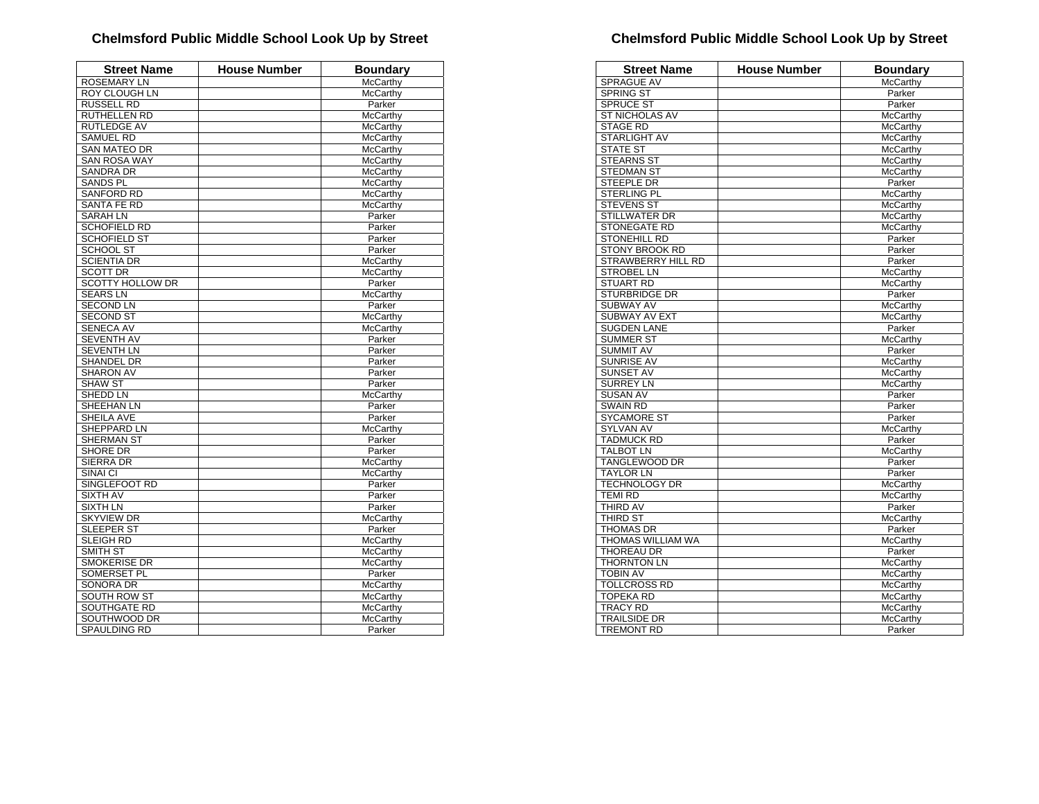## Chelmsford Public Middle School Look Up by Street

| Street Name | House Number | Boundary |
| --- | --- | --- |
| ROSEMARY LN | | McCarthy |
| ROY CLOUGH LN | | McCarthy |
| RUSSELL RD | | Parker |
| RUTHELLEN RD | | McCarthy |
| RUTLEDGE AV | | McCarthy |
| SAMUEL RD | | McCarthy |
| SAN MATEO DR | | McCarthy |
| SAN ROSA WAY | | McCarthy |
| SANDRA DR | | McCarthy |
| SANDS PL | | McCarthy |
| SANFORD RD | | McCarthy |
| SANTA FE RD | | McCarthy |
| SARAH LN | | Parker |
| SCHOFIELD RD | | Parker |
| SCHOFIELD ST | | Parker |
| SCHOOL ST | | Parker |
| SCIENTIA DR | | McCarthy |
| SCOTT DR | | McCarthy |
| SCOTTY HOLLOW DR | | Parker |
| SEARS LN | | McCarthy |
| SECOND LN | | Parker |
| SECOND ST | | McCarthy |
| SENECA AV | | McCarthy |
| SEVENTH AV | | Parker |
| SEVENTH LN | | Parker |
| SHANDEL DR | | Parker |
| SHARON AV | | Parker |
| SHAW ST | | Parker |
| SHEDD LN | | McCarthy |
| SHEEHAN LN | | Parker |
| SHEILA AVE | | Parker |
| SHEPPARD LN | | McCarthy |
| SHERMAN ST | | Parker |
| SHORE DR | | Parker |
| SIERRA DR | | McCarthy |
| SINAI CI | | McCarthy |
| SINGLEFOOT RD | | Parker |
| SIXTH AV | | Parker |
| SIXTH LN | | Parker |
| SKYVIEW DR | | McCarthy |
| SLEEPER ST | | Parker |
| SLEIGH RD | | McCarthy |
| SMITH ST | | McCarthy |
| SMOKERISE DR | | McCarthy |
| SOMERSET PL | | Parker |
| SONORA DR | | McCarthy |
| SOUTH ROW ST | | McCarthy |
| SOUTHGATE RD | | McCarthy |
| SOUTHWOOD DR | | McCarthy |
| SPAULDING RD | | Parker |

## Chelmsford Public Middle School Look Up by Street

| Street Name | House Number | Boundary |
| --- | --- | --- |
| SPRAGUE AV | | McCarthy |
| SPRING ST | | Parker |
| SPRUCE ST | | Parker |
| ST NICHOLAS AV | | McCarthy |
| STAGE RD | | McCarthy |
| STARLIGHT AV | | McCarthy |
| STATE ST | | McCarthy |
| STEARNS ST | | McCarthy |
| STEDMAN ST | | McCarthy |
| STEEPLE DR | | Parker |
| STERLING PL | | McCarthy |
| STEVENS ST | | McCarthy |
| STILLWATER DR | | McCarthy |
| STONEGATE RD | | McCarthy |
| STONEHILL RD | | Parker |
| STONY BROOK RD | | Parker |
| STRAWBERRY HILL RD | | Parker |
| STROBEL LN | | McCarthy |
| STUART RD | | McCarthy |
| STURBRIDGE DR | | Parker |
| SUBWAY AV | | McCarthy |
| SUBWAY AV EXT | | McCarthy |
| SUGDEN LANE | | Parker |
| SUMMER ST | | McCarthy |
| SUMMIT AV | | Parker |
| SUNRISE AV | | McCarthy |
| SUNSET AV | | McCarthy |
| SURREY LN | | McCarthy |
| SUSAN AV | | Parker |
| SWAIN RD | | Parker |
| SYCAMORE ST | | Parker |
| SYLVAN AV | | McCarthy |
| TADMUCK RD | | Parker |
| TALBOT LN | | McCarthy |
| TANGLEWOOD DR | | Parker |
| TAYLOR LN | | Parker |
| TECHNOLOGY DR | | McCarthy |
| TEMI RD | | McCarthy |
| THIRD AV | | Parker |
| THIRD ST | | McCarthy |
| THOMAS DR | | Parker |
| THOMAS WILLIAM WA | | McCarthy |
| THOREAU DR | | Parker |
| THORNTON LN | | McCarthy |
| TOBIN AV | | McCarthy |
| TOLLCROSS RD | | McCarthy |
| TOPEKA RD | | McCarthy |
| TRACY RD | | McCarthy |
| TRAILSIDE DR | | McCarthy |
| TREMONT RD | | Parker |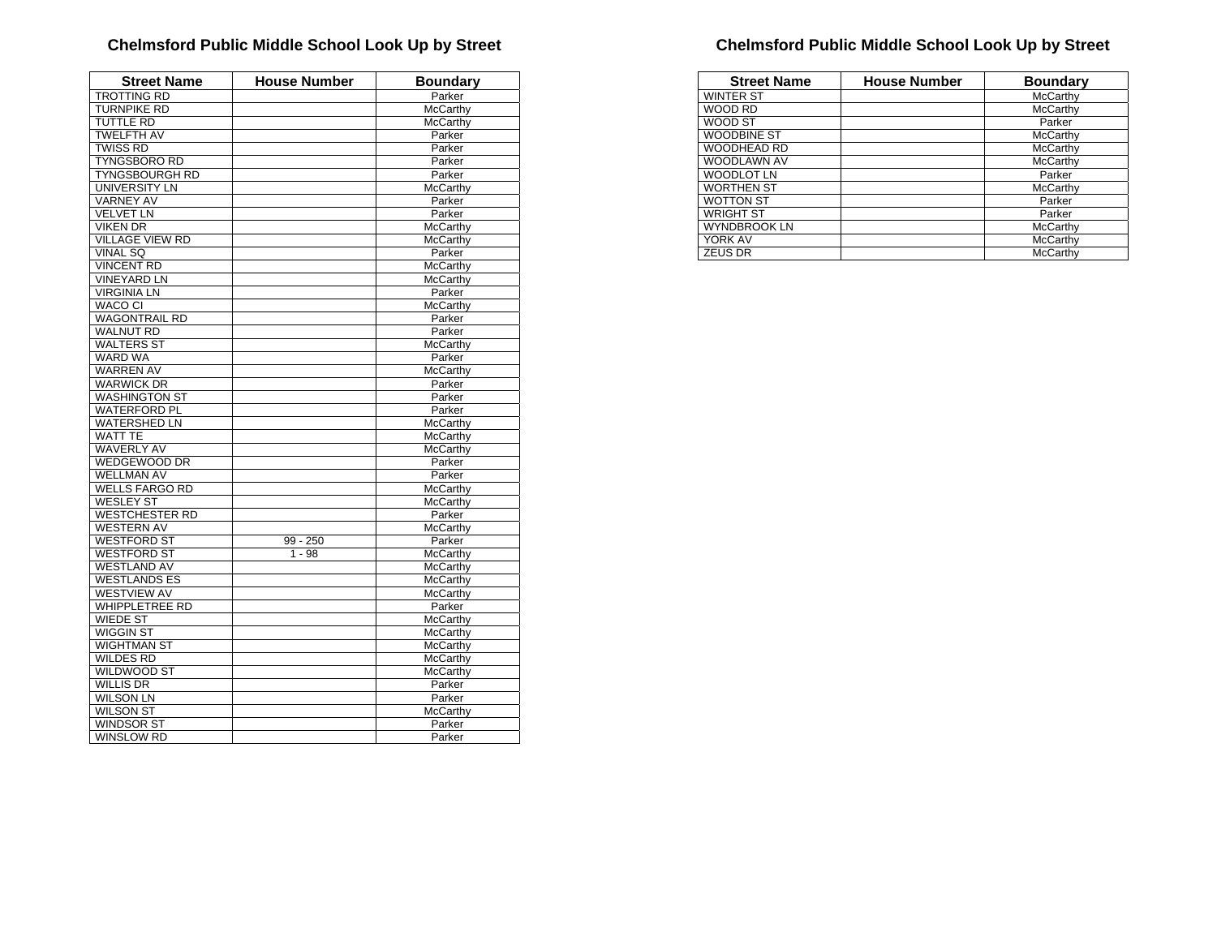## Chelmsford Public Middle School Look Up by Street

| Street Name | House Number | Boundary |
|---|---|---|
| TROTTING RD | | Parker |
| TURNPIKE RD | | McCarthy |
| TUTTLE RD | | McCarthy |
| TWELFTH AV | | Parker |
| TWISS RD | | Parker |
| TYNGSBORO RD | | Parker |
| TYNGSBOURGH RD | | Parker |
| UNIVERSITY LN | | McCarthy |
| VARNEY AV | | Parker |
| VELVET LN | | Parker |
| VIKEN DR | | McCarthy |
| VILLAGE VIEW RD | | McCarthy |
| VINAL SQ | | Parker |
| VINCENT RD | | McCarthy |
| VINEYARD LN | | McCarthy |
| VIRGINIA LN | | Parker |
| WACO CI | | McCarthy |
| WAGONTRAIL RD | | Parker |
| WALNUT RD | | Parker |
| WALTERS ST | | McCarthy |
| WARD WA | | Parker |
| WARREN AV | | McCarthy |
| WARWICK DR | | Parker |
| WASHINGTON ST | | Parker |
| WATERFORD PL | | Parker |
| WATERSHED LN | | McCarthy |
| WATT TE | | McCarthy |
| WAVERLY AV | | McCarthy |
| WEDGEWOOD DR | | Parker |
| WELLMAN AV | | Parker |
| WELLS FARGO RD | | McCarthy |
| WESLEY ST | | McCarthy |
| WESTCHESTER RD | | Parker |
| WESTERN AV | | McCarthy |
| WESTFORD ST | 99 - 250 | Parker |
| WESTFORD ST | 1 - 98 | McCarthy |
| WESTLAND AV | | McCarthy |
| WESTLANDS ES | | McCarthy |
| WESTVIEW AV | | McCarthy |
| WHIPPLETREE RD | | Parker |
| WIEDE ST | | McCarthy |
| WIGGIN ST | | McCarthy |
| WIGHTMAN ST | | McCarthy |
| WILDES RD | | McCarthy |
| WILDWOOD ST | | McCarthy |
| WILLIS DR | | Parker |
| WILSON LN | | Parker |
| WILSON ST | | McCarthy |
| WINDSOR ST | | Parker |
| WINSLOW RD | | Parker |
| WINTER ST | | McCarthy |
| WOOD RD | | McCarthy |
| WOOD ST | | Parker |
| WOODBINE ST | | McCarthy |
| WOODHEAD RD | | McCarthy |
| WOODLAWN AV | | McCarthy |
| WOODLOT LN | | Parker |
| WORTHEN ST | | McCarthy |
| WOTTON ST | | Parker |
| WRIGHT ST | | Parker |
| WYNDBROOK LN | | McCarthy |
| YORK AV | | McCarthy |
| ZEUS DR | | McCarthy |